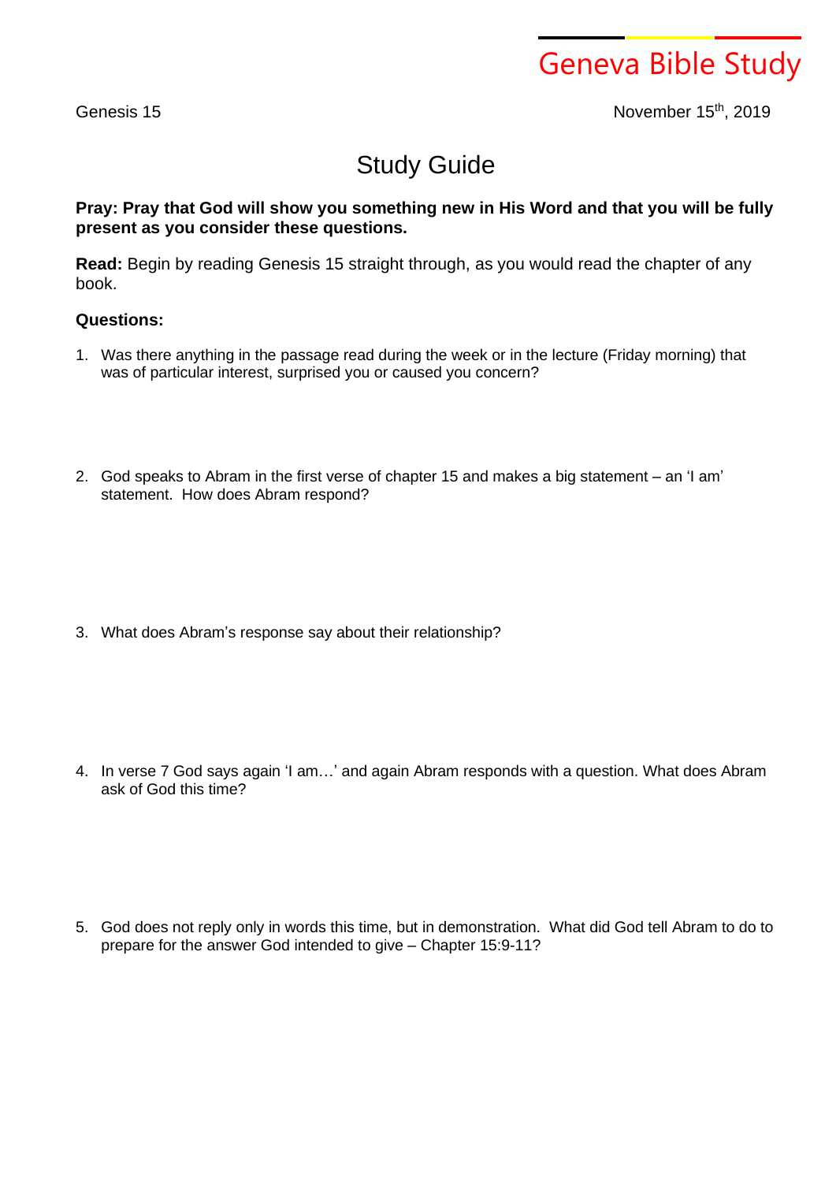Geneva Bible Study

Genesis 15 November 15th, 2019

# Study Guide

**Pray: Pray that God will show you something new in His Word and that you will be fully present as you consider these questions.**

**Read:** Begin by reading Genesis 15 straight through, as you would read the chapter of any book.

**Questions:**

1. Was there anything in the passage read during the week or in the lecture (Friday morning) that was of particular interest, surprised you or caused you concern?

2. God speaks to Abram in the first verse of chapter 15 and makes a big statement – an 'I am' statement. How does Abram respond?

3. What does Abram's response say about their relationship?

4. In verse 7 God says again 'I am…' and again Abram responds with a question. What does Abram ask of God this time?

5. God does not reply only in words this time, but in demonstration. What did God tell Abram to do to prepare for the answer God intended to give – Chapter 15:9-11?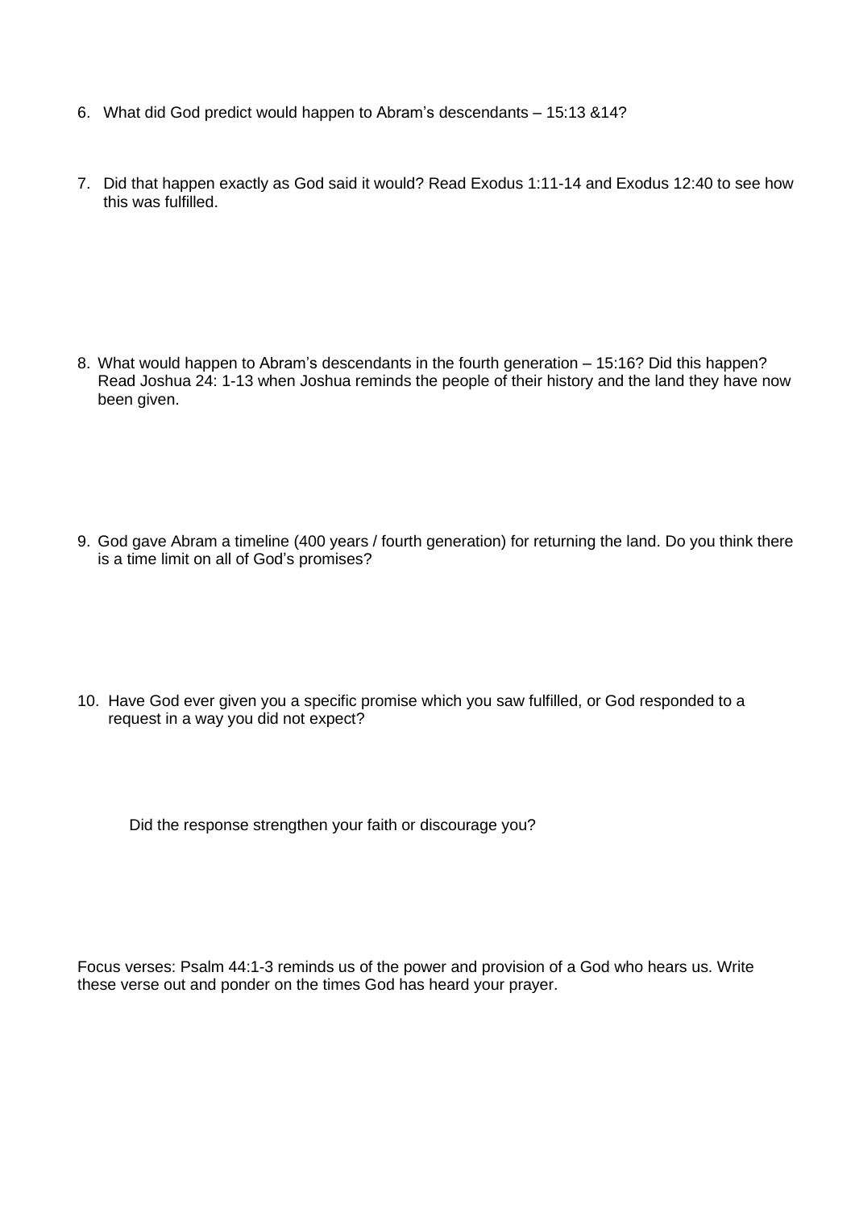6. What did God predict would happen to Abram's descendants – 15:13 &14?

7. Did that happen exactly as God said it would? Read Exodus 1:11-14 and Exodus 12:40 to see how this was fulfilled.

8. What would happen to Abram's descendants in the fourth generation – 15:16? Did this happen? Read Joshua 24: 1-13 when Joshua reminds the people of their history and the land they have now been given.

9. God gave Abram a timeline (400 years / fourth generation) for returning the land. Do you think there is a time limit on all of God's promises?

10. Have God ever given you a specific promise which you saw fulfilled, or God responded to a request in a way you did not expect?

    Did the response strengthen your faith or discourage you?

Focus verses: Psalm 44:1-3 reminds us of the power and provision of a God who hears us. Write these verse out and ponder on the times God has heard your prayer.